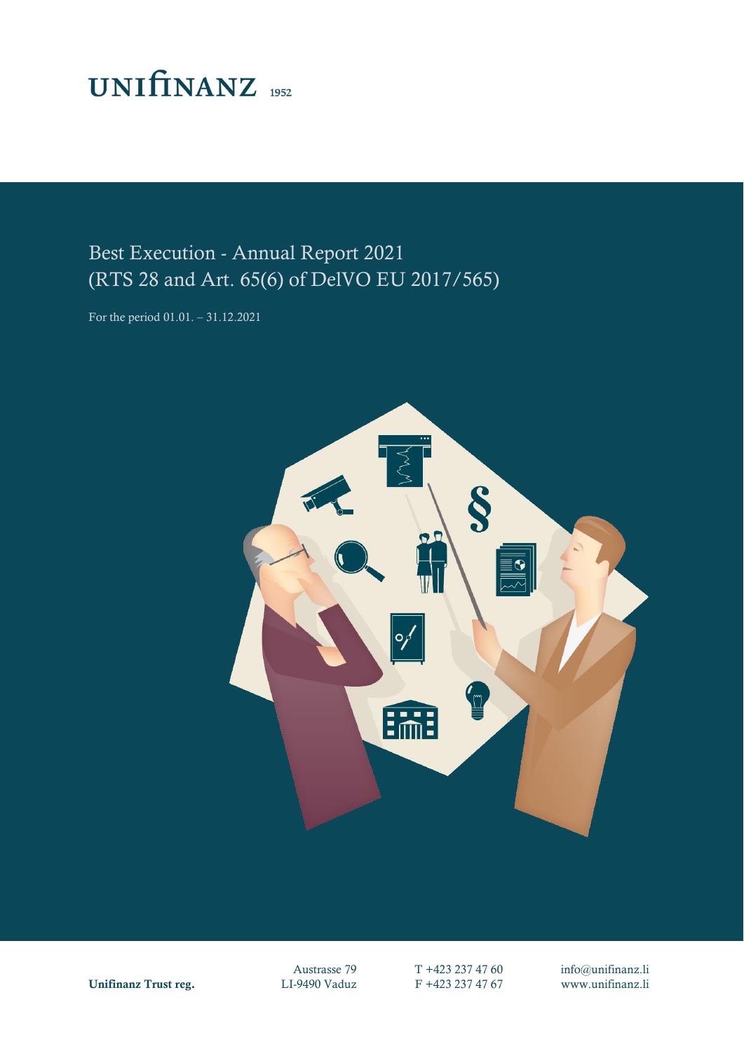UNIFINANZ 1952

# Best Execution - Annual Report 2021
## (RTS 28 and Art. 65(6) of DelVO EU 2017/565)

For the period 01.01. – 31.12.2021

**Unifinanz Trust reg.**

Austrasse 79
LI-9490 Vaduz

T +423 237 47 60
F +423 237 47 67

info@unifinanz.li
www.unifinanz.li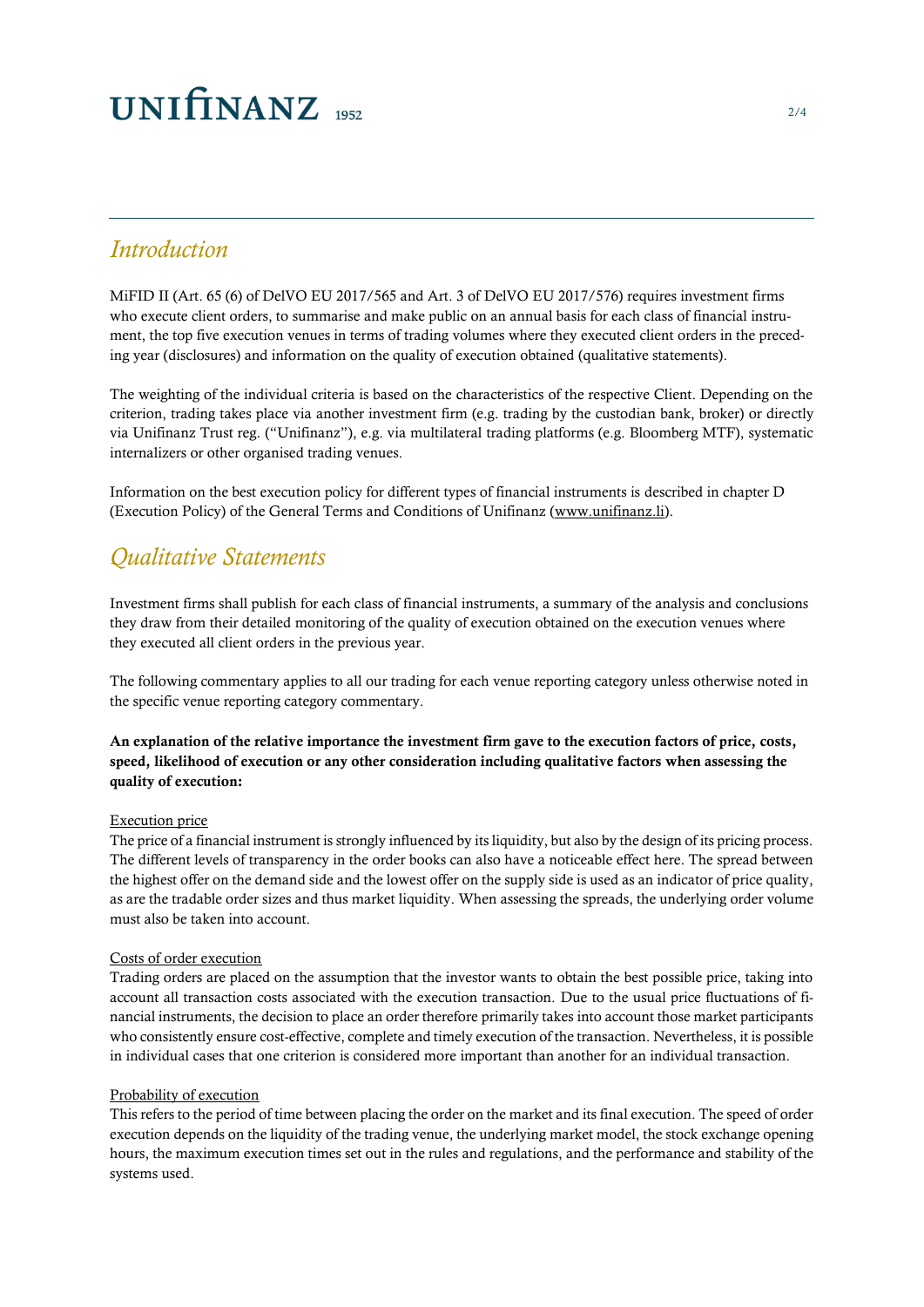## *Introduction*

MiFID II (Art. 65 (6) of DelVO EU 2017/565 and Art. 3 of DelVO EU 2017/576) requires investment firms who execute client orders, to summarise and make public on an annual basis for each class of financial instrument, the top five execution venues in terms of trading volumes where they executed client orders in the preceding year (disclosures) and information on the quality of execution obtained (qualitative statements).

The weighting of the individual criteria is based on the characteristics of the respective Client. Depending on the criterion, trading takes place via another investment firm (e.g. trading by the custodian bank, broker) or directly via Unifinanz Trust reg. ("Unifinanz"), e.g. via multilateral trading platforms (e.g. Bloomberg MTF), systematic internalizers or other organised trading venues.

Information on the best execution policy for different types of financial instruments is described in chapter D (Execution Policy) of the General Terms and Conditions of Unifinanz (www.unifinanz.li).

## *Qualitative Statements*

Investment firms shall publish for each class of financial instruments, a summary of the analysis and conclusions they draw from their detailed monitoring of the quality of execution obtained on the execution venues where they executed all client orders in the previous year.

The following commentary applies to all our trading for each venue reporting category unless otherwise noted in the specific venue reporting category commentary.

**An explanation of the relative importance the investment firm gave to the execution factors of price, costs, speed, likelihood of execution or any other consideration including qualitative factors when assessing the quality of execution:**

Execution price

The price of a financial instrument is strongly influenced by its liquidity, but also by the design of its pricing process. The different levels of transparency in the order books can also have a noticeable effect here. The spread between the highest offer on the demand side and the lowest offer on the supply side is used as an indicator of price quality, as are the tradable order sizes and thus market liquidity. When assessing the spreads, the underlying order volume must also be taken into account.

Costs of order execution

Trading orders are placed on the assumption that the investor wants to obtain the best possible price, taking into account all transaction costs associated with the execution transaction. Due to the usual price fluctuations of financial instruments, the decision to place an order therefore primarily takes into account those market participants who consistently ensure cost-effective, complete and timely execution of the transaction. Nevertheless, it is possible in individual cases that one criterion is considered more important than another for an individual transaction.

Probability of execution

This refers to the period of time between placing the order on the market and its final execution. The speed of order execution depends on the liquidity of the trading venue, the underlying market model, the stock exchange opening hours, the maximum execution times set out in the rules and regulations, and the performance and stability of the systems used.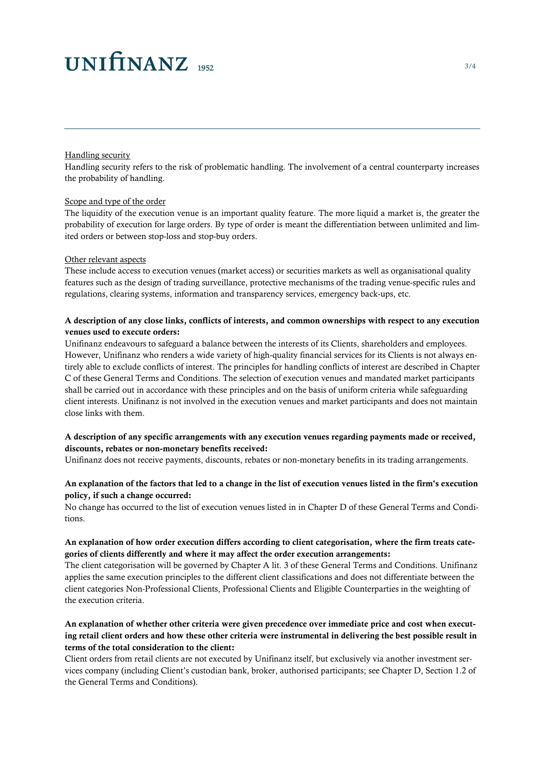Handling security

Handling security refers to the risk of problematic handling. The involvement of a central counterparty increases the probability of handling.

Scope and type of the order

The liquidity of the execution venue is an important quality feature. The more liquid a market is, the greater the probability of execution for large orders. By type of order is meant the differentiation between unlimited and limited orders or between stop-loss and stop-buy orders.

Other relevant aspects

These include access to execution venues (market access) or securities markets as well as organisational quality features such as the design of trading surveillance, protective mechanisms of the trading venue-specific rules and regulations, clearing systems, information and transparency services, emergency back-ups, etc.

**A description of any close links, conflicts of interests, and common ownerships with respect to any execution venues used to execute orders:**

Unifinanz endeavours to safeguard a balance between the interests of its Clients, shareholders and employees. However, Unifinanz who renders a wide variety of high-quality financial services for its Clients is not always entirely able to exclude conflicts of interest. The principles for handling conflicts of interest are described in Chapter C of these General Terms and Conditions. The selection of execution venues and mandated market participants shall be carried out in accordance with these principles and on the basis of uniform criteria while safeguarding client interests. Unifinanz is not involved in the execution venues and market participants and does not maintain close links with them.

**A description of any specific arrangements with any execution venues regarding payments made or received, discounts, rebates or non-monetary benefits received:**

Unifinanz does not receive payments, discounts, rebates or non-monetary benefits in its trading arrangements.

**An explanation of the factors that led to a change in the list of execution venues listed in the firm's execution policy, if such a change occurred:**

No change has occurred to the list of execution venues listed in in Chapter D of these General Terms and Conditions.

**An explanation of how order execution differs according to client categorisation, where the firm treats categories of clients differently and where it may affect the order execution arrangements:**

The client categorisation will be governed by Chapter A lit. 3 of these General Terms and Conditions. Unifinanz applies the same execution principles to the different client classifications and does not differentiate between the client categories Non-Professional Clients, Professional Clients and Eligible Counterparties in the weighting of the execution criteria.

**An explanation of whether other criteria were given precedence over immediate price and cost when executing retail client orders and how these other criteria were instrumental in delivering the best possible result in terms of the total consideration to the client:**

Client orders from retail clients are not executed by Unifinanz itself, but exclusively via another investment services company (including Client's custodian bank, broker, authorised participants; see Chapter D, Section 1.2 of the General Terms and Conditions).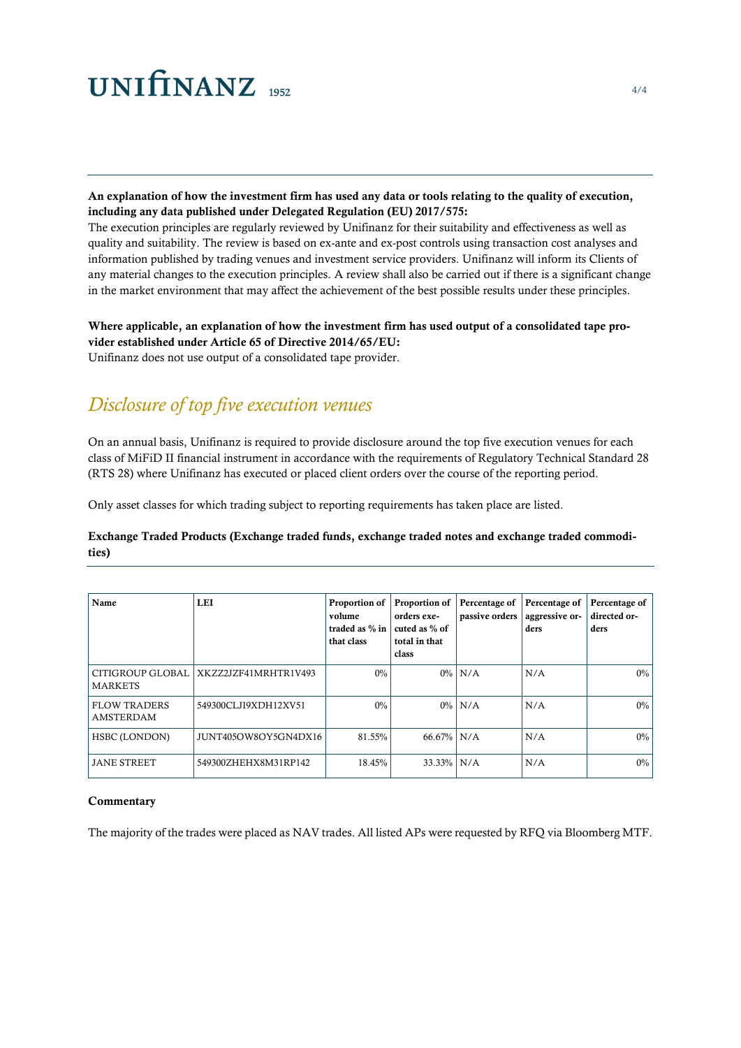**An explanation of how the investment firm has used any data or tools relating to the quality of execution, including any data published under Delegated Regulation (EU) 2017/575:**
The execution principles are regularly reviewed by Unifinanz for their suitability and effectiveness as well as quality and suitability. The review is based on ex-ante and ex-post controls using transaction cost analyses and information published by trading venues and investment service providers. Unifinanz will inform its Clients of any material changes to the execution principles. A review shall also be carried out if there is a significant change in the market environment that may affect the achievement of the best possible results under these principles.

**Where applicable, an explanation of how the investment firm has used output of a consolidated tape provider established under Article 65 of Directive 2014/65/EU:**
Unifinanz does not use output of a consolidated tape provider.

## *Disclosure of top five execution venues*

On an annual basis, Unifinanz is required to provide disclosure around the top five execution venues for each class of MiFiD II financial instrument in accordance with the requirements of Regulatory Technical Standard 28 (RTS 28) where Unifinanz has executed or placed client orders over the course of the reporting period.

Only asset classes for which trading subject to reporting requirements has taken place are listed.

**Exchange Traded Products (Exchange traded funds, exchange traded notes and exchange traded commodities)**

| Name | LEI | Proportion of volume traded as % in that class | Proportion of orders executed as % of total in that class | Percentage of passive orders | Percentage of aggressive orders | Percentage of directed orders |
|---|---|---|---|---|---|---|
| CITIGROUP GLOBAL MARKETS | XKZZ2JZF41MRHTR1V493 | 0% | 0% | N/A | N/A | 0% |
| FLOW TRADERS AMSTERDAM | 549300CLJI9XDH12XV51 | 0% | 0% | N/A | N/A | 0% |
| HSBC (LONDON) | JUNT405OW8OY5GN4DX16 | 81.55% | 66.67% | N/A | N/A | 0% |
| JANE STREET | 549300ZHEHX8M31RP142 | 18.45% | 33.33% | N/A | N/A | 0% |

**Commentary**

The majority of the trades were placed as NAV trades. All listed APs were requested by RFQ via Bloomberg MTF.